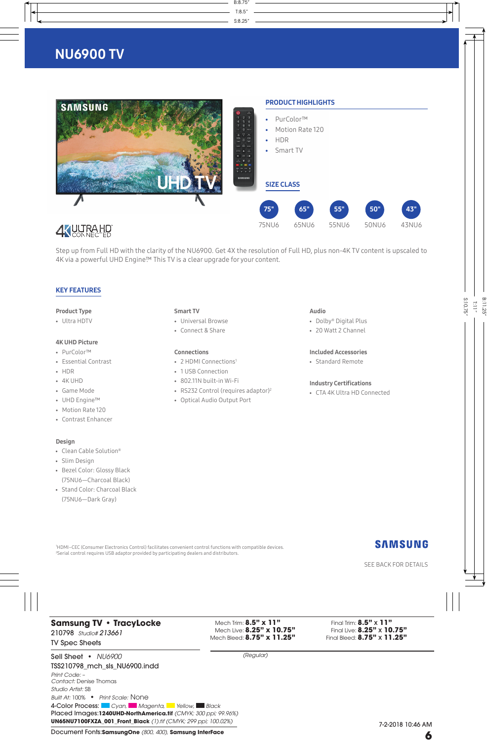# NU6900 TV

## PRODUCT HIGHLIGHTS

- PurColor™
- Motion Rate 120
- HDR
- Smart TV

## SIZE CLASS

| 75" | 65" | 55" | 50" | 43" |
|---|---|---|---|---|
| 75NU6 | 65NU6 | 55NU6 | 50NU6 | 43NU6 |

4K ULTRA HD CONNECTED

Step up from Full HD with the clarity of the NU6900. Get 4X the resolution of Full HD, plus non-4K TV content is upscaled to 4K via a powerful UHD Engine™ This TV is a clear upgrade for your content.

## KEY FEATURES

### Product Type
- Ultra HDTV

### 4K UHD Picture
- PurColor™
- Essential Contrast
- HDR
- 4K UHD
- Game Mode
- UHD Engine™
- Motion Rate 120
- Contrast Enhancer

### Design
- Clean Cable Solution®
- Slim Design
- Bezel Color: Glossy Black (75NU6—Charcoal Black)
- Stand Color: Charcoal Black (75NU6—Dark Gray)

### Smart TV
- Universal Browse
- Connect & Share

### Connections
- 2 HDMI Connections[1]
- 1 USB Connection
- 802.11N built-in Wi-Fi
- RS232 Control (requires adaptor)[2]
- Optical Audio Output Port

### Audio
- Dolby® Digital Plus
- 20 Watt 2 Channel

### Included Accessories
- Standard Remote

### Industry Certifications
- CTA 4K Ultra HD Connected

[1]HDMI–CEC (Consumer Electronics Control) facilitates convenient control functions with compatible devices.
[2]Serial control requires USB adaptor provided by participating dealers and distributors.

SAMSUNG

SEE BACK FOR DETAILS

**Samsung TV • TracyLocke**
210798 *Studio# 213661*
TV Spec Sheets

Mech Trim: **8.5" x 11"**
Mech Live: **8.25" x 10.75"**
Mech Bleed: **8.75" x 11.25"**

Final Trim: **8.5" x 11"**
Final Live: **8.25" x 10.75"**
Final Bleed: **8.75" x 11.25"**

Sell Sheet • *NU6900*
TSS210798_mch_sls_NU6900.indd
*(Regular)*
*Print Code:* –
*Contact:* Denise Thomas
*Studio Artist:* SB
*Built At:* 100% • *Print Scale:* None
4-Color Process: *Cyan, Magenta, Yellow, Black*
Placed Images: **1240UHD-NorthAmerica.tif** *(CMYK; 300 ppi; 99.96%)*
**UN65NU7100FXZA_001_Front_Black** *(1).tif (CMYK; 299 ppi; 100.02%)*
Document Fonts: **SamsungOne** *(800, 400),* **Samsung InterFace**

7-2-2018 10:46 AM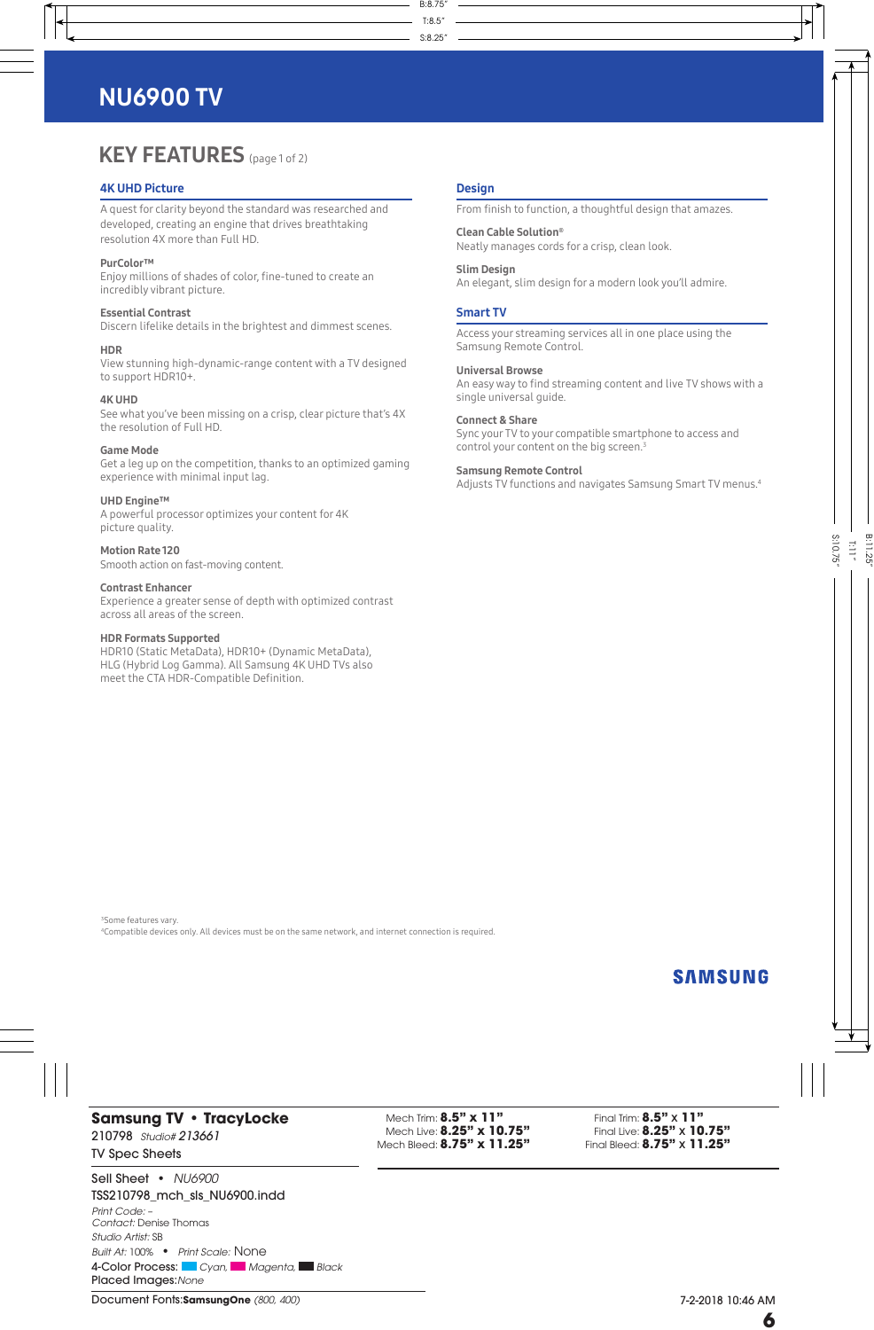# NU6900 TV

## KEY FEATURES (page 1 of 2)

### 4K UHD Picture

A quest for clarity beyond the standard was researched and developed, creating an engine that drives breathtaking resolution 4X more than Full HD.

**PurColor™**
Enjoy millions of shades of color, fine-tuned to create an incredibly vibrant picture.

**Essential Contrast**
Discern lifelike details in the brightest and dimmest scenes.

**HDR**
View stunning high-dynamic-range content with a TV designed to support HDR10+.

**4K UHD**
See what you've been missing on a crisp, clear picture that's 4X the resolution of Full HD.

**Game Mode**
Get a leg up on the competition, thanks to an optimized gaming experience with minimal input lag.

**UHD Engine™**
A powerful processor optimizes your content for 4K picture quality.

**Motion Rate 120**
Smooth action on fast-moving content.

**Contrast Enhancer**
Experience a greater sense of depth with optimized contrast across all areas of the screen.

**HDR Formats Supported**
HDR10 (Static MetaData), HDR10+ (Dynamic MetaData), HLG (Hybrid Log Gamma). All Samsung 4K UHD TVs also meet the CTA HDR-Compatible Definition.

### Design

From finish to function, a thoughtful design that amazes.

**Clean Cable Solution®**
Neatly manages cords for a crisp, clean look.

**Slim Design**
An elegant, slim design for a modern look you'll admire.

### Smart TV

Access your streaming services all in one place using the Samsung Remote Control.

**Universal Browse**
An easy way to find streaming content and live TV shows with a single universal guide.

**Connect & Share**
Sync your TV to your compatible smartphone to access and control your content on the big screen.[3]

**Samsung Remote Control**
Adjusts TV functions and navigates Samsung Smart TV menus.[4]

[3]Some features vary.
[4]Compatible devices only. All devices must be on the same network, and internet connection is required.

SAMSUNG

**Samsung TV • TracyLocke**
210798 *Studio# 213661*
TV Spec Sheets

Mech Trim: **8.5" x 11"**
Mech Live: **8.25" x 10.75"**
Mech Bleed: **8.75" x 11.25"**

Final Trim: **8.5" x 11"**
Final Live: **8.25" x 10.75"**
Final Bleed: **8.75" x 11.25"**

Sell Sheet • *NU6900*
TSS210798_mch_sls_NU6900.indd
*Print Code:* –
*Contact:* Denise Thomas
*Studio Artist:* SB
*Built At:* 100% • *Print Scale:* None
4-Color Process: *Cyan, Magenta, Black*
Placed Images: *None*
Document Fonts: **SamsungOne** *(800, 400)*

7-2-2018 10:46 AM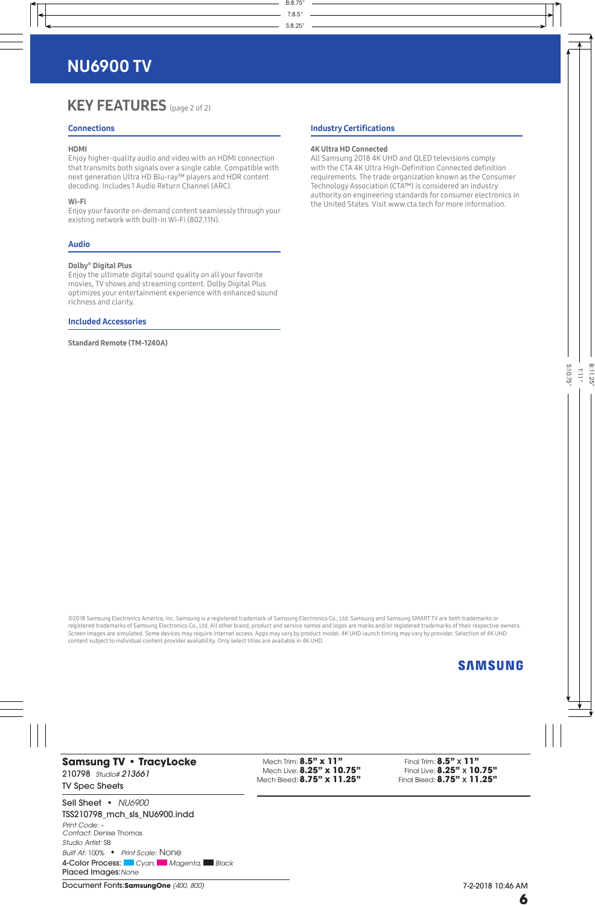# NU6900 TV

## KEY FEATURES (page 2 of 2)

### Connections

**HDMI**
Enjoy higher-quality audio and video with an HDMI connection that transmits both signals over a single cable. Compatible with next generation Ultra HD Blu-ray™ players and HDR content decoding. Includes 1 Audio Return Channel (ARC).

**Wi-Fi**
Enjoy your favorite on-demand content seamlessly through your existing network with built-in Wi-Fi (802.11N).

### Audio

**Dolby® Digital Plus**
Enjoy the ultimate digital sound quality on all your favorite movies, TV shows and streaming content. Dolby Digital Plus optimizes your entertainment experience with enhanced sound richness and clarity.

### Included Accessories

**Standard Remote (TM-1240A)**

### Industry Certifications

**4K Ultra HD Connected**
All Samsung 2018 4K UHD and QLED televisions comply with the CTA 4K Ultra High-Definition Connected definition requirements. The trade organization known as the Consumer Technology Association (CTA™) is considered an industry authority on engineering standards for consumer electronics in the United States. Visit www.cta.tech for more information.

©2018 Samsung Electronics America, Inc. Samsung is a registered trademark of Samsung Electronics Co., Ltd. Samsung and Samsung SMART TV are both trademarks or registered trademarks of Samsung Electronics Co., Ltd. All other brand, product and service names and logos are marks and/or registered trademarks of their respective owners. Screen images are simulated. Some devices may require internet access. Apps may vary by product model. 4K UHD launch timing may vary by provider. Selection of 4K UHD content subject to individual content provider availability. Only select titles are available in 4K UHD.

SAMSUNG

**Samsung TV • TracyLocke**
210798 *Studio# 213661*
TV Spec Sheets

Mech Trim: **8.5" x 11"**
Mech Live: **8.25" x 10.75"**
Mech Bleed: **8.75" x 11.25"**

Final Trim: **8.5" x 11"**
Final Live: **8.25" x 10.75"**
Final Bleed: **8.75" x 11.25"**

Sell Sheet • *NU6900*
TSS210798_mch_sls_NU6900.indd
*Print Code:* –
*Contact:* Denise Thomas
*Studio Artist:* SB
*Built At:* 100% • *Print Scale:* None
4-Color Process: *Cyan*, *Magenta*, *Black*
Placed Images: *None*

Document Fonts: **SamsungOne** *(400, 800)*

7-2-2018 10:46 AM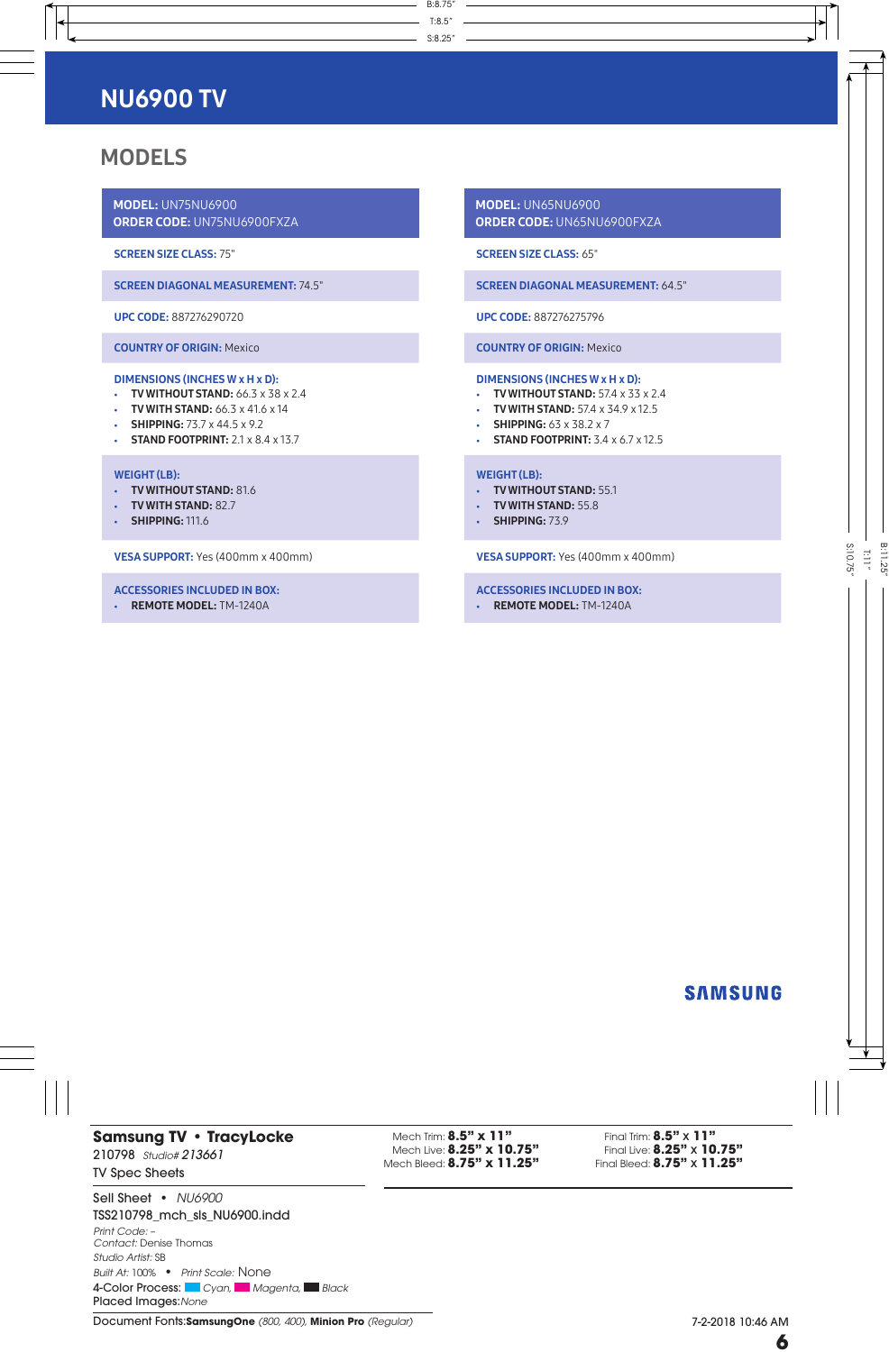# NU6900 TV

## MODELS

**MODEL:** UN75NU6900
**ORDER CODE:** UN75NU6900FXZA

**SCREEN SIZE CLASS:** 75"

**SCREEN DIAGONAL MEASUREMENT:** 74.5"

**UPC CODE:** 887276290720

**COUNTRY OF ORIGIN:** Mexico

**DIMENSIONS (INCHES W x H x D):**
- **TV WITHOUT STAND:** 66.3 x 38 x 2.4
- **TV WITH STAND:** 66.3 x 41.6 x 14
- **SHIPPING:** 73.7 x 44.5 x 9.2
- **STAND FOOTPRINT:** 2.1 x 8.4 x 13.7

**WEIGHT (LB):**
- **TV WITHOUT STAND:** 81.6
- **TV WITH STAND:** 82.7
- **SHIPPING:** 111.6

**VESA SUPPORT:** Yes (400mm x 400mm)

**ACCESSORIES INCLUDED IN BOX:**
- **REMOTE MODEL:** TM-1240A

**MODEL:** UN65NU6900
**ORDER CODE:** UN65NU6900FXZA

**SCREEN SIZE CLASS:** 65"

**SCREEN DIAGONAL MEASUREMENT:** 64.5"

**UPC CODE:** 887276275796

**COUNTRY OF ORIGIN:** Mexico

**DIMENSIONS (INCHES W x H x D):**
- **TV WITHOUT STAND:** 57.4 x 33 x 2.4
- **TV WITH STAND:** 57.4 x 34.9 x 12.5
- **SHIPPING:** 63 x 38.2 x 7
- **STAND FOOTPRINT:** 3.4 x 6.7 x 12.5

**WEIGHT (LB):**
- **TV WITHOUT STAND:** 55.1
- **TV WITH STAND:** 55.8
- **SHIPPING:** 73.9

**VESA SUPPORT:** Yes (400mm x 400mm)

**ACCESSORIES INCLUDED IN BOX:**
- **REMOTE MODEL:** TM-1240A

SAMSUNG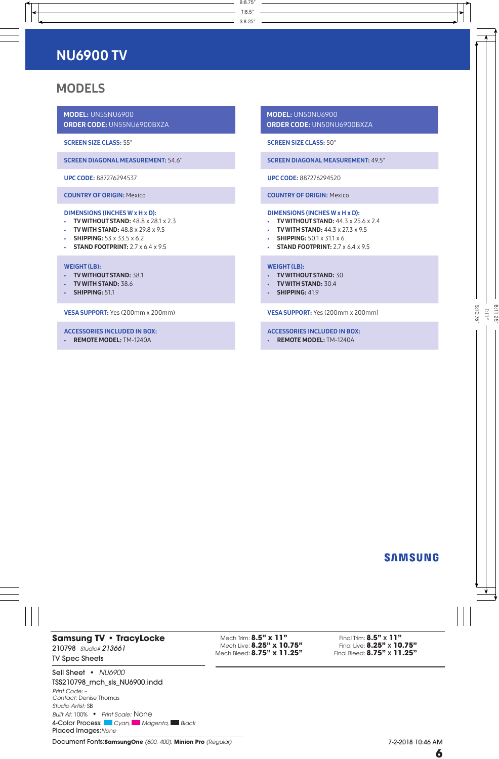# NU6900 TV

## MODELS

**MODEL:** UN55NU6900
**ORDER CODE:** UN55NU6900BXZA

**SCREEN SIZE CLASS:** 55"

**SCREEN DIAGONAL MEASUREMENT:** 54.6"

**UPC CODE:** 887276294537

**COUNTRY OF ORIGIN:** Mexico

**DIMENSIONS (INCHES W x H x D):**
- **TV WITHOUT STAND:** 48.8 x 28.1 x 2.3
- **TV WITH STAND:** 48.8 x 29.8 x 9.5
- **SHIPPING:** 53 x 33.5 x 6.2
- **STAND FOOTPRINT:** 2.7 x 6.4 x 9.5

**WEIGHT (LB):**
- **TV WITHOUT STAND:** 38.1
- **TV WITH STAND:** 38.6
- **SHIPPING:** 51.1

**VESA SUPPORT:** Yes (200mm x 200mm)

**ACCESSORIES INCLUDED IN BOX:**
- **REMOTE MODEL:** TM-1240A

**MODEL:** UN50NU6900
**ORDER CODE:** UN50NU6900BXZA

**SCREEN SIZE CLASS:** 50"

**SCREEN DIAGONAL MEASUREMENT:** 49.5"

**UPC CODE:** 887276294520

**COUNTRY OF ORIGIN:** Mexico

**DIMENSIONS (INCHES W x H x D):**
- **TV WITHOUT STAND:** 44.3 x 25.6 x 2.4
- **TV WITH STAND:** 44.3 x 27.3 x 9.5
- **SHIPPING:** 50.1 x 31.1 x 6
- **STAND FOOTPRINT:** 2.7 x 6.4 x 9.5

**WEIGHT (LB):**
- **TV WITHOUT STAND:** 30
- **TV WITH STAND:** 30.4
- **SHIPPING:** 41.9

**VESA SUPPORT:** Yes (200mm x 200mm)

**ACCESSORIES INCLUDED IN BOX:**
- **REMOTE MODEL:** TM-1240A

SAMSUNG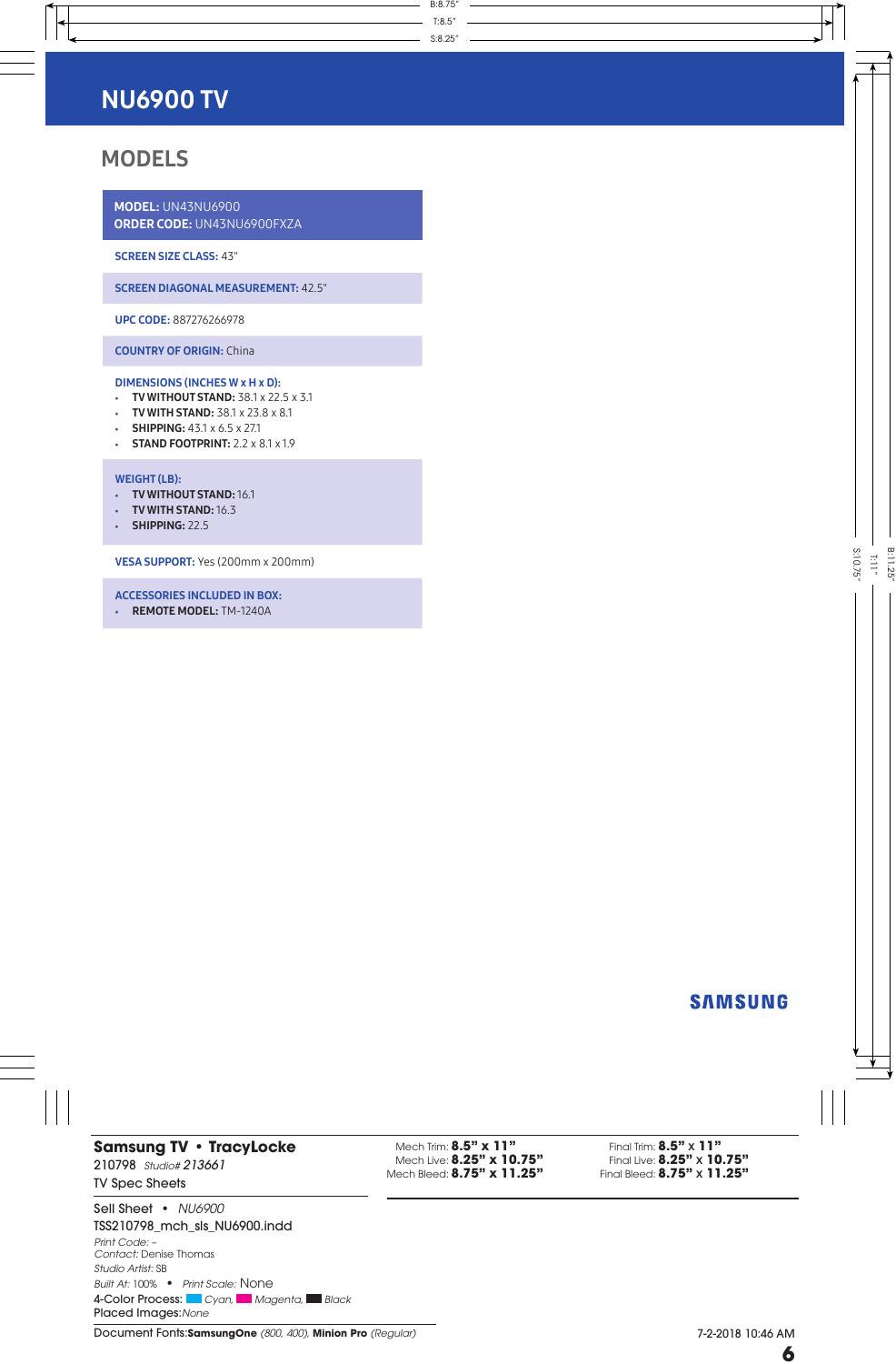# NU6900 TV

## MODELS

**MODEL:** UN43NU6900
**ORDER CODE:** UN43NU6900FXZA

**SCREEN SIZE CLASS:** 43"

**SCREEN DIAGONAL MEASUREMENT:** 42.5"

**UPC CODE:** 887276266978

**COUNTRY OF ORIGIN:** China

**DIMENSIONS (INCHES W x H x D):**
- **TV WITHOUT STAND:** 38.1 x 22.5 x 3.1
- **TV WITH STAND:** 38.1 x 23.8 x 8.1
- **SHIPPING:** 43.1 x 6.5 x 27.1
- **STAND FOOTPRINT:** 2.2 x 8.1 x 1.9

**WEIGHT (LB):**
- **TV WITHOUT STAND:** 16.1
- **TV WITH STAND:** 16.3
- **SHIPPING:** 22.5

**VESA SUPPORT:** Yes (200mm x 200mm)

**ACCESSORIES INCLUDED IN BOX:**
- **REMOTE MODEL:** TM-1240A

SAMSUNG

**Samsung TV • TracyLocke**
210798 *Studio# 213661*
TV Spec Sheets

Mech Trim: **8.5" x 11"**
Mech Live: **8.25" x 10.75"**
Mech Bleed: **8.75" x 11.25"**

Final Trim: **8.5" x 11"**
Final Live: **8.25" x 10.75"**
Final Bleed: **8.75" x 11.25"**

Sell Sheet • *NU6900*
TSS210798_mch_sls_NU6900.indd
*Print Code:* –
*Contact:* Denise Thomas
*Studio Artist:* SB
*Built At:* 100% • *Print Scale:* None
4-Color Process: *Cyan*, *Magenta*, *Black*
Placed Images: *None*

Document Fonts: **SamsungOne** *(800, 400)*, **Minion Pro** *(Regular)*

7-2-2018 10:46 AM